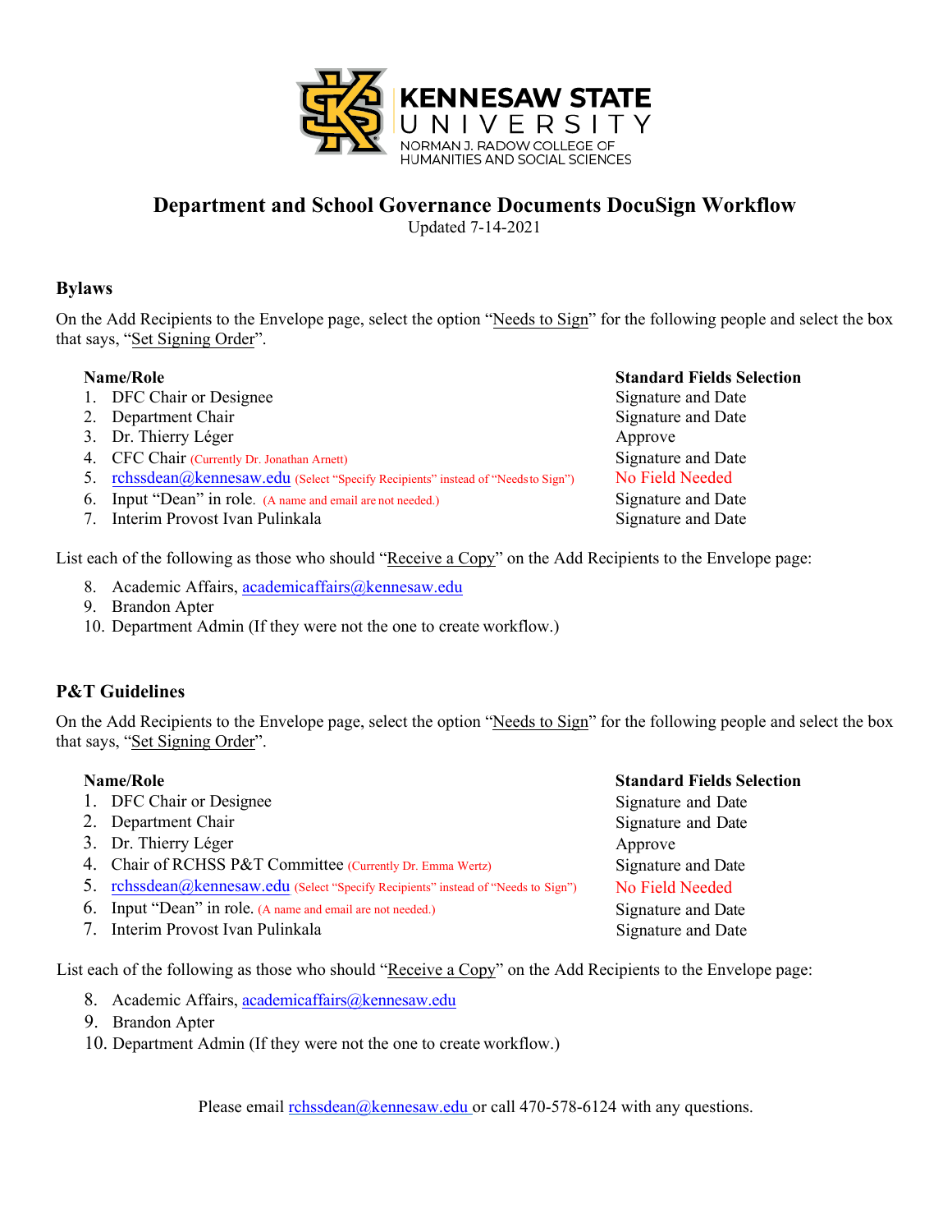KENNESAW STATE UNIVERSITY
NORMAN J. RADOW COLLEGE OF HUMANITIES AND SOCIAL SCIENCES

# Department and School Governance Documents DocuSign Workflow

Updated 7-14-2021

## Bylaws

On the Add Recipients to the Envelope page, select the option "Needs to Sign" for the following people and select the box that says, "Set Signing Order".

| Name/Role | Standard Fields Selection |
|---|---|
| 1. DFC Chair or Designee | Signature and Date |
| 2. Department Chair | Signature and Date |
| 3. Dr. Thierry Léger | Approve |
| 4. CFC Chair (Currently Dr. Jonathan Arnett) | Signature and Date |
| 5. rchssdean@kennesaw.edu (Select "Specify Recipients" instead of "Needs to Sign") | No Field Needed |
| 6. Input "Dean" in role. (A name and email are not needed.) | Signature and Date |
| 7. Interim Provost Ivan Pulinkala | Signature and Date |

List each of the following as those who should "Receive a Copy" on the Add Recipients to the Envelope page:

8. Academic Affairs, academicaffairs@kennesaw.edu
9. Brandon Apter
10. Department Admin (If they were not the one to create workflow.)

## P&T Guidelines

On the Add Recipients to the Envelope page, select the option "Needs to Sign" for the following people and select the box that says, "Set Signing Order".

| Name/Role | Standard Fields Selection |
|---|---|
| 1. DFC Chair or Designee | Signature and Date |
| 2. Department Chair | Signature and Date |
| 3. Dr. Thierry Léger | Approve |
| 4. Chair of RCHSS P&T Committee (Currently Dr. Emma Wertz) | Signature and Date |
| 5. rchssdean@kennesaw.edu (Select "Specify Recipients" instead of "Needs to Sign") | No Field Needed |
| 6. Input "Dean" in role. (A name and email are not needed.) | Signature and Date |
| 7. Interim Provost Ivan Pulinkala | Signature and Date |

List each of the following as those who should "Receive a Copy" on the Add Recipients to the Envelope page:

8. Academic Affairs, academicaffairs@kennesaw.edu
9. Brandon Apter
10. Department Admin (If they were not the one to create workflow.)

Please email rchssdean@kennesaw.edu or call 470-578-6124 with any questions.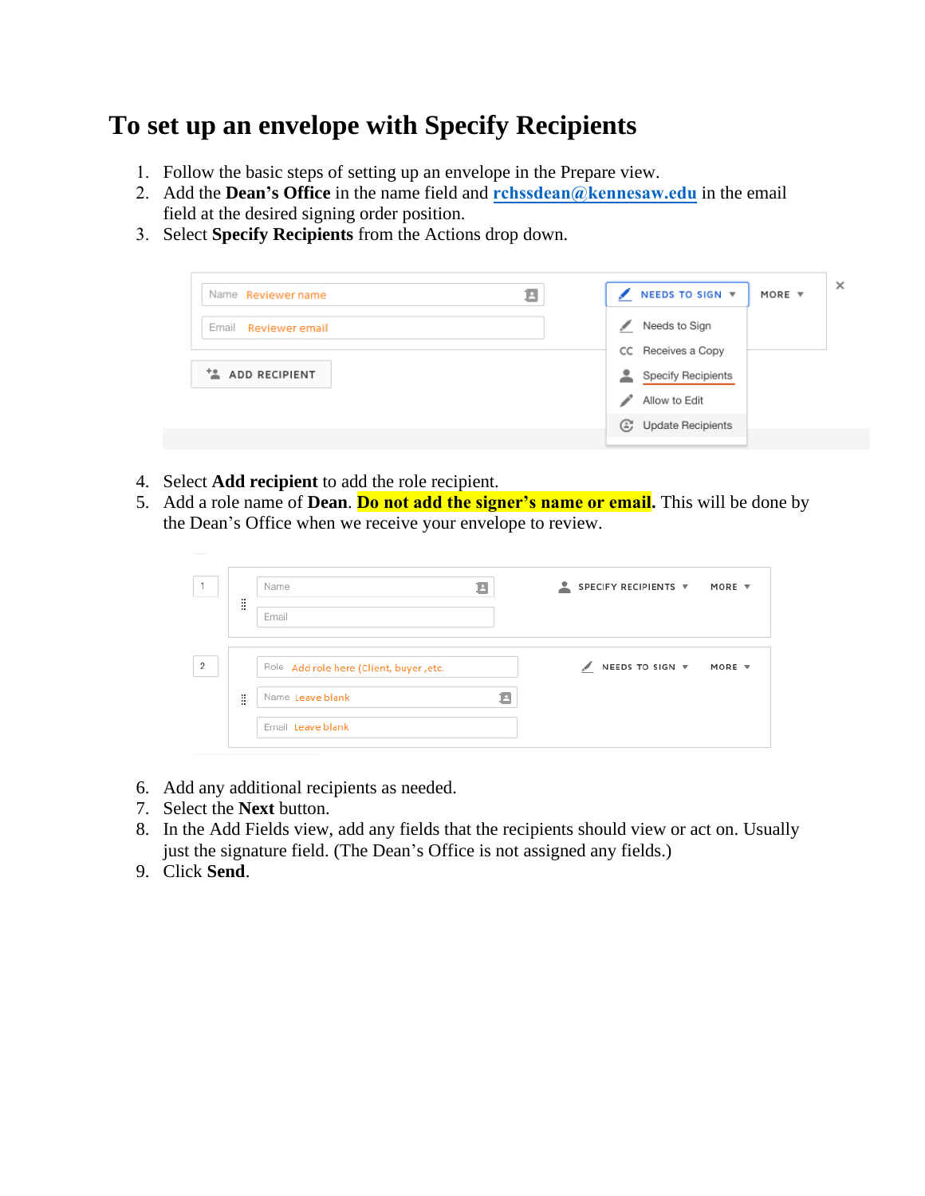# To set up an envelope with Specify Recipients

1. Follow the basic steps of setting up an envelope in the Prepare view.
2. Add the **Dean's Office** in the name field and **rchssdean@kennesaw.edu** in the email field at the desired signing order position.
3. Select **Specify Recipients** from the Actions drop down.
4. Select **Add recipient** to add the role recipient.
5. Add a role name of **Dean**. **Do not add the signer's name or email.** This will be done by the Dean's Office when we receive your envelope to review.
6. Add any additional recipients as needed.
7. Select the **Next** button.
8. In the Add Fields view, add any fields that the recipients should view or act on. Usually just the signature field. (The Dean's Office is not assigned any fields.)
9. Click **Send**.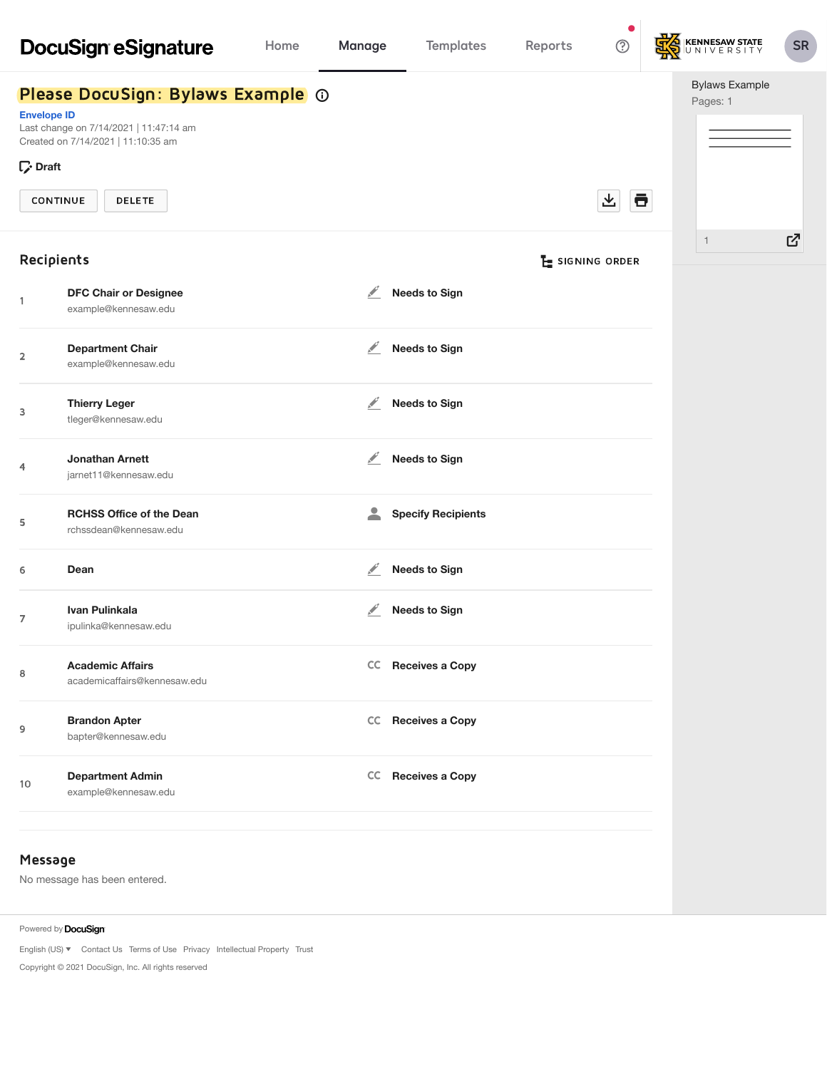DocuSign eSignature    Home    Manage    Templates    Reports

KENNESAW STATE UNIVERSITY    SR

# Please DocuSign: Bylaws Example

**Envelope ID**

Last change on 7/14/2021 | 11:47:14 am

Created on 7/14/2021 | 11:10:35 am

**Draft**

CONTINUE    DELETE

## Recipients

SIGNING ORDER

| # | Recipient | Action |
|---|---|---|
| 1 | **DFC Chair or Designee** example@kennesaw.edu | Needs to Sign |
| 2 | **Department Chair** example@kennesaw.edu | Needs to Sign |
| 3 | **Thierry Leger** tleger@kennesaw.edu | Needs to Sign |
| 4 | **Jonathan Arnett** jarnet11@kennesaw.edu | Needs to Sign |
| 5 | **RCHSS Office of the Dean** rchssdean@kennesaw.edu | Specify Recipients |
| 6 | **Dean** | Needs to Sign |
| 7 | **Ivan Pulinkala** ipulinka@kennesaw.edu | Needs to Sign |
| 8 | **Academic Affairs** academicaffairs@kennesaw.edu | CC Receives a Copy |
| 9 | **Brandon Apter** bapter@kennesaw.edu | CC Receives a Copy |
| 10 | **Department Admin** example@kennesaw.edu | CC Receives a Copy |

## Message

No message has been entered.

Bylaws Example

Pages: 1

Powered by DocuSign

English (US) ▾ Contact Us Terms of Use Privacy Intellectual Property Trust

Copyright © 2021 DocuSign, Inc. All rights reserved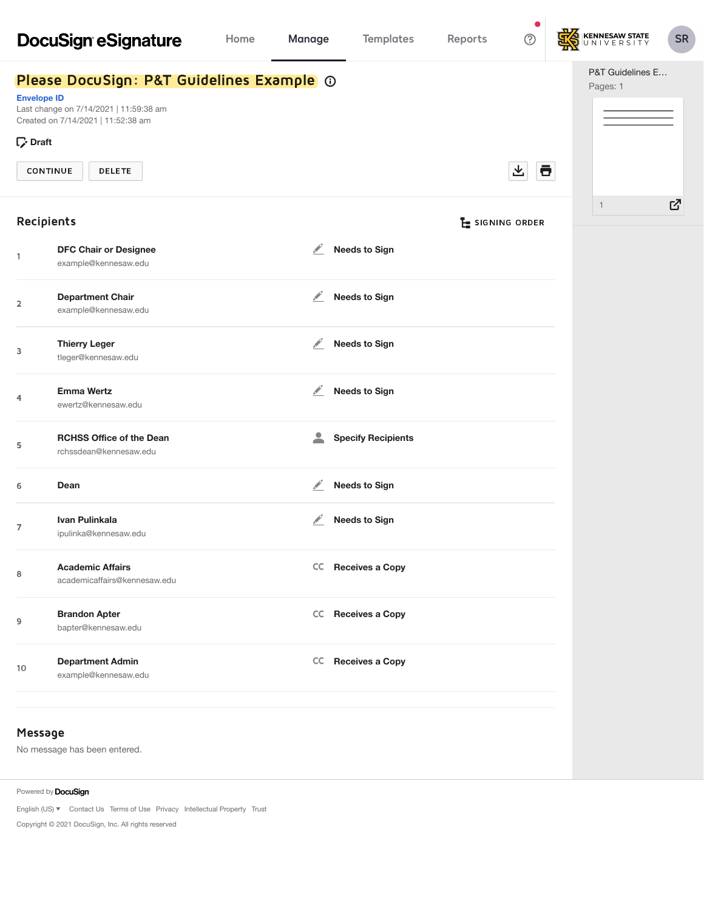DocuSign eSignature

Home | Manage | Templates | Reports

KENNESAW STATE UNIVERSITY

SR

# Please DocuSign: P&T Guidelines Example

**Envelope ID**

Last change on 7/14/2021 | 11:59:38 am

Created on 7/14/2021 | 11:52:38 am

**Draft**

CONTINUE | DELETE

P&T Guidelines E...

Pages: 1

1

## Recipients

SIGNING ORDER

| # | Recipient | Action |
| --- | --- | --- |
| 1 | **DFC Chair or Designee**<br>example@kennesaw.edu | Needs to Sign |
| 2 | **Department Chair**<br>example@kennesaw.edu | Needs to Sign |
| 3 | **Thierry Leger**<br>tleger@kennesaw.edu | Needs to Sign |
| 4 | **Emma Wertz**<br>ewertz@kennesaw.edu | Needs to Sign |
| 5 | **RCHSS Office of the Dean**<br>rchssdean@kennesaw.edu | Specify Recipients |
| 6 | **Dean** | Needs to Sign |
| 7 | **Ivan Pulinkala**<br>ipulinka@kennesaw.edu | Needs to Sign |
| 8 | **Academic Affairs**<br>academicaffairs@kennesaw.edu | CC Receives a Copy |
| 9 | **Brandon Apter**<br>bapter@kennesaw.edu | CC Receives a Copy |
| 10 | **Department Admin**<br>example@kennesaw.edu | CC Receives a Copy |

## Message

No message has been entered.

Powered by DocuSign

English (US) ▾ Contact Us Terms of Use Privacy Intellectual Property Trust

Copyright © 2021 DocuSign, Inc. All rights reserved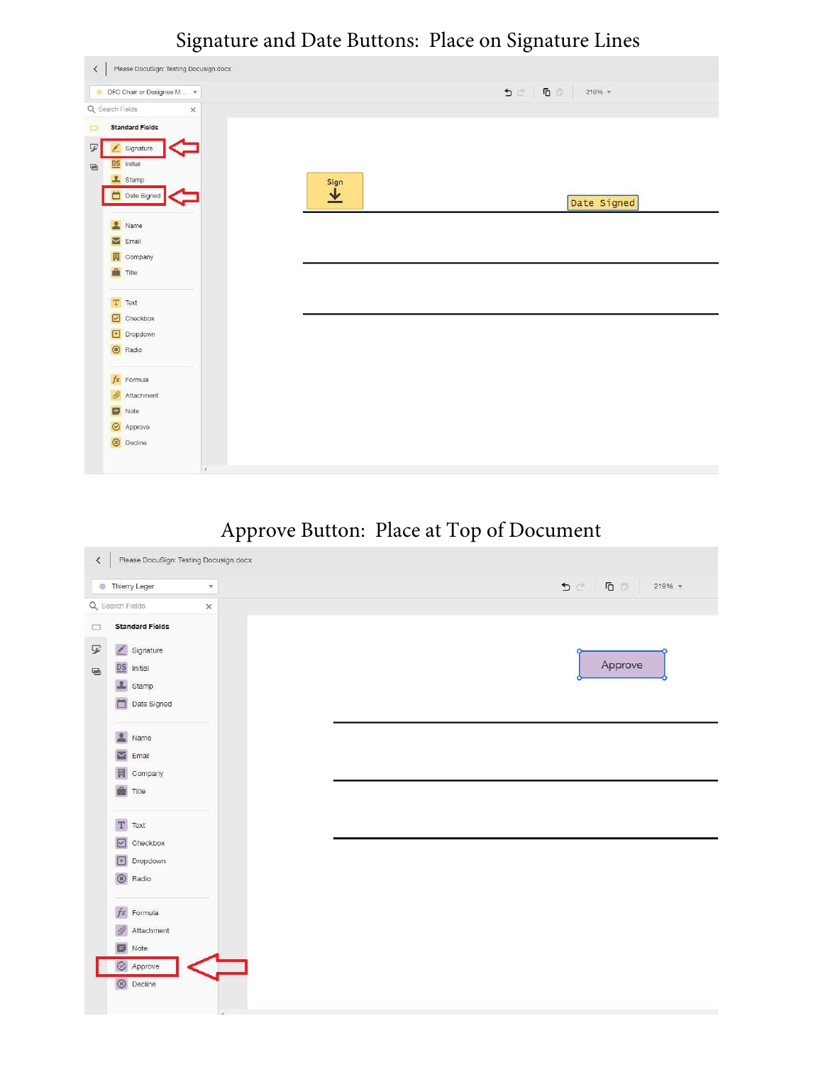## Signature and Date Buttons: Place on Signature Lines

Please DocuSign: Testing Docusign.docx

DFC Chair or Designee M...

219%

Search Fields

Standard Fields

Signature

Initial

Stamp

Date Signed

Name

Email

Company

Title

Text

Checkbox

Dropdown

Radio

Formula

Attachment

Note

Approve

Decline

Sign

Date Signed

## Approve Button: Place at Top of Document

Please DocuSign: Testing Docusign.docx

Thierry Leger

219%

Search Fields

Standard Fields

Signature

Initial

Stamp

Date Signed

Name

Email

Company

Title

Text

Checkbox

Dropdown

Radio

Formula

Attachment

Note

Approve

Decline

Approve